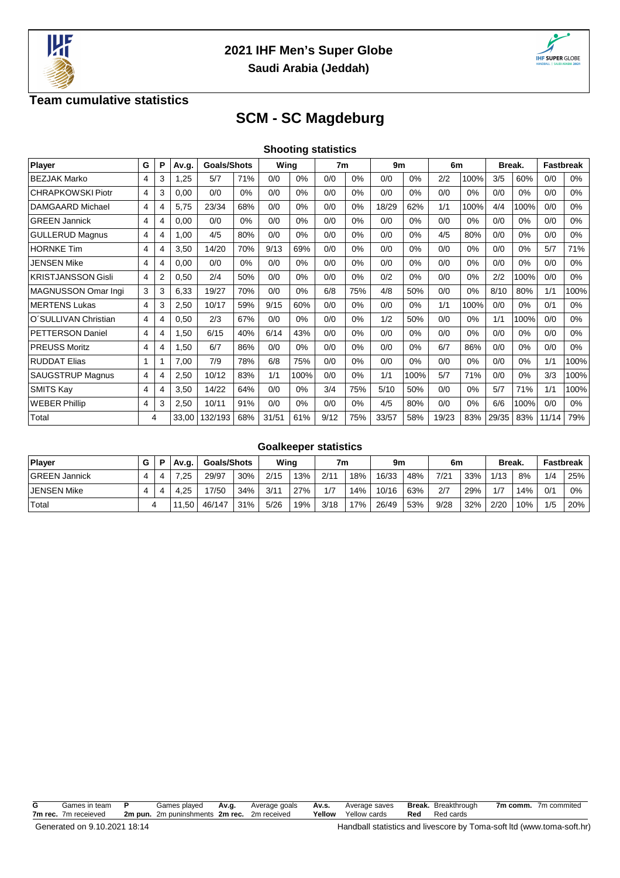## 2021 IHF Men's Super Globe

### Saudi Arabia (Jeddah)

### Team cumulative statistics

# SCM - SC Magdeburg

### Shooting statistics

| Player | G | P | Av.g. | Goals/Shots | | Wing | | 7m | | 9m | | 6m | | Break. | | Fastbreak | |
|---|---|---|---|---|---|---|---|---|---|---|---|---|---|---|---|---|---|
| BEZJAK Marko | 4 | 3 | 1,25 | 5/7 | 71% | 0/0 | 0% | 0/0 | 0% | 0/0 | 0% | 2/2 | 100% | 3/5 | 60% | 0/0 | 0% |
| CHRAPKOWSKI Piotr | 4 | 3 | 0,00 | 0/0 | 0% | 0/0 | 0% | 0/0 | 0% | 0/0 | 0% | 0/0 | 0% | 0/0 | 0% | 0/0 | 0% |
| DAMGAARD Michael | 4 | 4 | 5,75 | 23/34 | 68% | 0/0 | 0% | 0/0 | 0% | 18/29 | 62% | 1/1 | 100% | 4/4 | 100% | 0/0 | 0% |
| GREEN Jannick | 4 | 4 | 0,00 | 0/0 | 0% | 0/0 | 0% | 0/0 | 0% | 0/0 | 0% | 0/0 | 0% | 0/0 | 0% | 0/0 | 0% |
| GULLERUD Magnus | 4 | 4 | 1,00 | 4/5 | 80% | 0/0 | 0% | 0/0 | 0% | 0/0 | 0% | 4/5 | 80% | 0/0 | 0% | 0/0 | 0% |
| HORNKE Tim | 4 | 4 | 3,50 | 14/20 | 70% | 9/13 | 69% | 0/0 | 0% | 0/0 | 0% | 0/0 | 0% | 0/0 | 0% | 5/7 | 71% |
| JENSEN Mike | 4 | 4 | 0,00 | 0/0 | 0% | 0/0 | 0% | 0/0 | 0% | 0/0 | 0% | 0/0 | 0% | 0/0 | 0% | 0/0 | 0% |
| KRISTJANSSON Gisli | 4 | 2 | 0,50 | 2/4 | 50% | 0/0 | 0% | 0/0 | 0% | 0/2 | 0% | 0/0 | 0% | 2/2 | 100% | 0/0 | 0% |
| MAGNUSSON Omar Ingi | 3 | 3 | 6,33 | 19/27 | 70% | 0/0 | 0% | 6/8 | 75% | 4/8 | 50% | 0/0 | 0% | 8/10 | 80% | 1/1 | 100% |
| MERTENS Lukas | 4 | 3 | 2,50 | 10/17 | 59% | 9/15 | 60% | 0/0 | 0% | 0/0 | 0% | 1/1 | 100% | 0/0 | 0% | 0/1 | 0% |
| O´SULLIVAN Christian | 4 | 4 | 0,50 | 2/3 | 67% | 0/0 | 0% | 0/0 | 0% | 1/2 | 50% | 0/0 | 0% | 1/1 | 100% | 0/0 | 0% |
| PETTERSON Daniel | 4 | 4 | 1,50 | 6/15 | 40% | 6/14 | 43% | 0/0 | 0% | 0/0 | 0% | 0/0 | 0% | 0/0 | 0% | 0/0 | 0% |
| PREUSS Moritz | 4 | 4 | 1,50 | 6/7 | 86% | 0/0 | 0% | 0/0 | 0% | 0/0 | 0% | 6/7 | 86% | 0/0 | 0% | 0/0 | 0% |
| RUDDAT Elias | 1 | 1 | 7,00 | 7/9 | 78% | 6/8 | 75% | 0/0 | 0% | 0/0 | 0% | 0/0 | 0% | 0/0 | 0% | 1/1 | 100% |
| SAUGSTRUP Magnus | 4 | 4 | 2,50 | 10/12 | 83% | 1/1 | 100% | 0/0 | 0% | 1/1 | 100% | 5/7 | 71% | 0/0 | 0% | 3/3 | 100% |
| SMITS Kay | 4 | 4 | 3,50 | 14/22 | 64% | 0/0 | 0% | 3/4 | 75% | 5/10 | 50% | 0/0 | 0% | 5/7 | 71% | 1/1 | 100% |
| WEBER Phillip | 4 | 3 | 2,50 | 10/11 | 91% | 0/0 | 0% | 0/0 | 0% | 4/5 | 80% | 0/0 | 0% | 6/6 | 100% | 0/0 | 0% |
| Total | 4 | | 33,00 | 132/193 | 68% | 31/51 | 61% | 9/12 | 75% | 33/57 | 58% | 19/23 | 83% | 29/35 | 83% | 11/14 | 79% |

### Goalkeeper statistics

| Player | G | P | Av.g. | Goals/Shots | | Wing | | 7m | | 9m | | 6m | | Break. | | Fastbreak | |
|---|---|---|---|---|---|---|---|---|---|---|---|---|---|---|---|---|---|
| GREEN Jannick | 4 | 4 | 7,25 | 29/97 | 30% | 2/15 | 13% | 2/11 | 18% | 16/33 | 48% | 7/21 | 33% | 1/13 | 8% | 1/4 | 25% |
| JENSEN Mike | 4 | 4 | 4,25 | 17/50 | 34% | 3/11 | 27% | 1/7 | 14% | 10/16 | 63% | 2/7 | 29% | 1/7 | 14% | 0/1 | 0% |
| Total | 4 | | 11,50 | 46/147 | 31% | 5/26 | 19% | 3/18 | 17% | 26/49 | 53% | 9/28 | 32% | 2/20 | 10% | 1/5 | 20% |

**G** Games in team **P** Games played **Av.g.** Average goals **Av.s.** Average saves **Break.** Breakthrough **7m comm.** 7m commited
**7m rec.** 7m receieved **2m pun.** 2m puninshments **2m rec.** 2m received **Yellow** Yellow cards **Red** Red cards

Generated on 9.10.2021 18:14 Handball statistics and livescore by Toma-soft ltd (www.toma-soft.hr)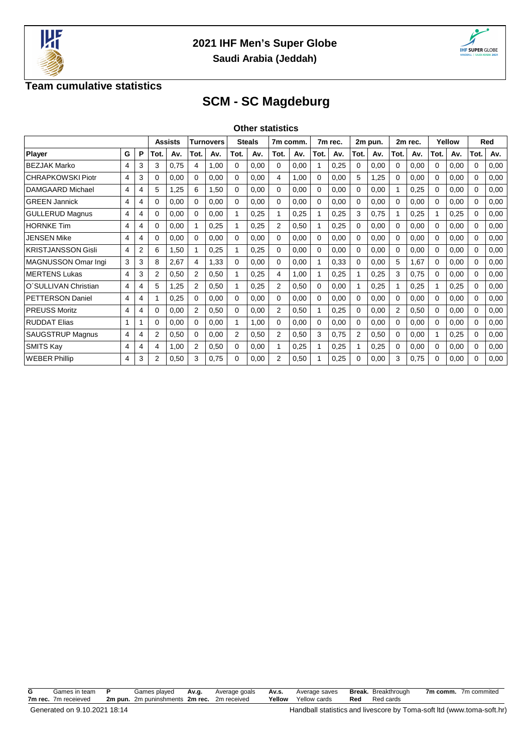## 2021 IHF Men's Super Globe

**Saudi Arabia (Jeddah)**

### Team cumulative statistics

# SCM - SC Magdeburg

### Other statistics

| | | | Assists | | Turnovers | | Steals | | 7m comm. | | 7m rec. | | 2m pun. | | 2m rec. | | Yellow | | Red | |
|---|---|---|---|---|---|---|---|---|---|---|---|---|---|---|---|---|---|---|---|---|
| **Player** | **G** | **P** | **Tot.** | **Av.** | **Tot.** | **Av.** | **Tot.** | **Av.** | **Tot.** | **Av.** | **Tot.** | **Av.** | **Tot.** | **Av.** | **Tot.** | **Av.** | **Tot.** | **Av.** | **Tot.** | **Av.** |
| BEZJAK Marko | 4 | 3 | 3 | 0,75 | 4 | 1,00 | 0 | 0,00 | 0 | 0,00 | 1 | 0,25 | 0 | 0,00 | 0 | 0,00 | 0 | 0,00 | 0 | 0,00 |
| CHRAPKOWSKI Piotr | 4 | 3 | 0 | 0,00 | 0 | 0,00 | 0 | 0,00 | 4 | 1,00 | 0 | 0,00 | 5 | 1,25 | 0 | 0,00 | 0 | 0,00 | 0 | 0,00 |
| DAMGAARD Michael | 4 | 4 | 5 | 1,25 | 6 | 1,50 | 0 | 0,00 | 0 | 0,00 | 0 | 0,00 | 0 | 0,00 | 1 | 0,25 | 0 | 0,00 | 0 | 0,00 |
| GREEN Jannick | 4 | 4 | 0 | 0,00 | 0 | 0,00 | 0 | 0,00 | 0 | 0,00 | 0 | 0,00 | 0 | 0,00 | 0 | 0,00 | 0 | 0,00 | 0 | 0,00 |
| GULLERUD Magnus | 4 | 4 | 0 | 0,00 | 0 | 0,00 | 1 | 0,25 | 1 | 0,25 | 1 | 0,25 | 3 | 0,75 | 1 | 0,25 | 1 | 0,25 | 0 | 0,00 |
| HORNKE Tim | 4 | 4 | 0 | 0,00 | 1 | 0,25 | 1 | 0,25 | 2 | 0,50 | 1 | 0,25 | 0 | 0,00 | 0 | 0,00 | 0 | 0,00 | 0 | 0,00 |
| JENSEN Mike | 4 | 4 | 0 | 0,00 | 0 | 0,00 | 0 | 0,00 | 0 | 0,00 | 0 | 0,00 | 0 | 0,00 | 0 | 0,00 | 0 | 0,00 | 0 | 0,00 |
| KRISTJANSSON Gisli | 4 | 2 | 6 | 1,50 | 1 | 0,25 | 1 | 0,25 | 0 | 0,00 | 0 | 0,00 | 0 | 0,00 | 0 | 0,00 | 0 | 0,00 | 0 | 0,00 |
| MAGNUSSON Omar Ingi | 3 | 3 | 8 | 2,67 | 4 | 1,33 | 0 | 0,00 | 0 | 0,00 | 1 | 0,33 | 0 | 0,00 | 5 | 1,67 | 0 | 0,00 | 0 | 0,00 |
| MERTENS Lukas | 4 | 3 | 2 | 0,50 | 2 | 0,50 | 1 | 0,25 | 4 | 1,00 | 1 | 0,25 | 1 | 0,25 | 3 | 0,75 | 0 | 0,00 | 0 | 0,00 |
| O´SULLIVAN Christian | 4 | 4 | 5 | 1,25 | 2 | 0,50 | 1 | 0,25 | 2 | 0,50 | 0 | 0,00 | 1 | 0,25 | 1 | 0,25 | 1 | 0,25 | 0 | 0,00 |
| PETTERSON Daniel | 4 | 4 | 1 | 0,25 | 0 | 0,00 | 0 | 0,00 | 0 | 0,00 | 0 | 0,00 | 0 | 0,00 | 0 | 0,00 | 0 | 0,00 | 0 | 0,00 |
| PREUSS Moritz | 4 | 4 | 0 | 0,00 | 2 | 0,50 | 0 | 0,00 | 2 | 0,50 | 1 | 0,25 | 0 | 0,00 | 2 | 0,50 | 0 | 0,00 | 0 | 0,00 |
| RUDDAT Elias | 1 | 1 | 0 | 0,00 | 0 | 0,00 | 1 | 1,00 | 0 | 0,00 | 0 | 0,00 | 0 | 0,00 | 0 | 0,00 | 0 | 0,00 | 0 | 0,00 |
| SAUGSTRUP Magnus | 4 | 4 | 2 | 0,50 | 0 | 0,00 | 2 | 0,50 | 2 | 0,50 | 3 | 0,75 | 2 | 0,50 | 0 | 0,00 | 1 | 0,25 | 0 | 0,00 |
| SMITS Kay | 4 | 4 | 4 | 1,00 | 2 | 0,50 | 0 | 0,00 | 1 | 0,25 | 1 | 0,25 | 1 | 0,25 | 0 | 0,00 | 0 | 0,00 | 0 | 0,00 |
| WEBER Phillip | 4 | 3 | 2 | 0,50 | 3 | 0,75 | 0 | 0,00 | 2 | 0,50 | 1 | 0,25 | 0 | 0,00 | 3 | 0,75 | 0 | 0,00 | 0 | 0,00 |

**G** Games in team **P** Games played **Av.g.** Average goals **Av.s.** Average saves **Break.** Breakthrough **7m comm.** 7m commited
**7m rec.** 7m receieved **2m pun.** 2m puninshments **2m rec.** 2m received **Yellow** Yellow cards **Red** Red cards

Generated on 9.10.2021 18:14

Handball statistics and livescore by Toma-soft ltd (www.toma-soft.hr)